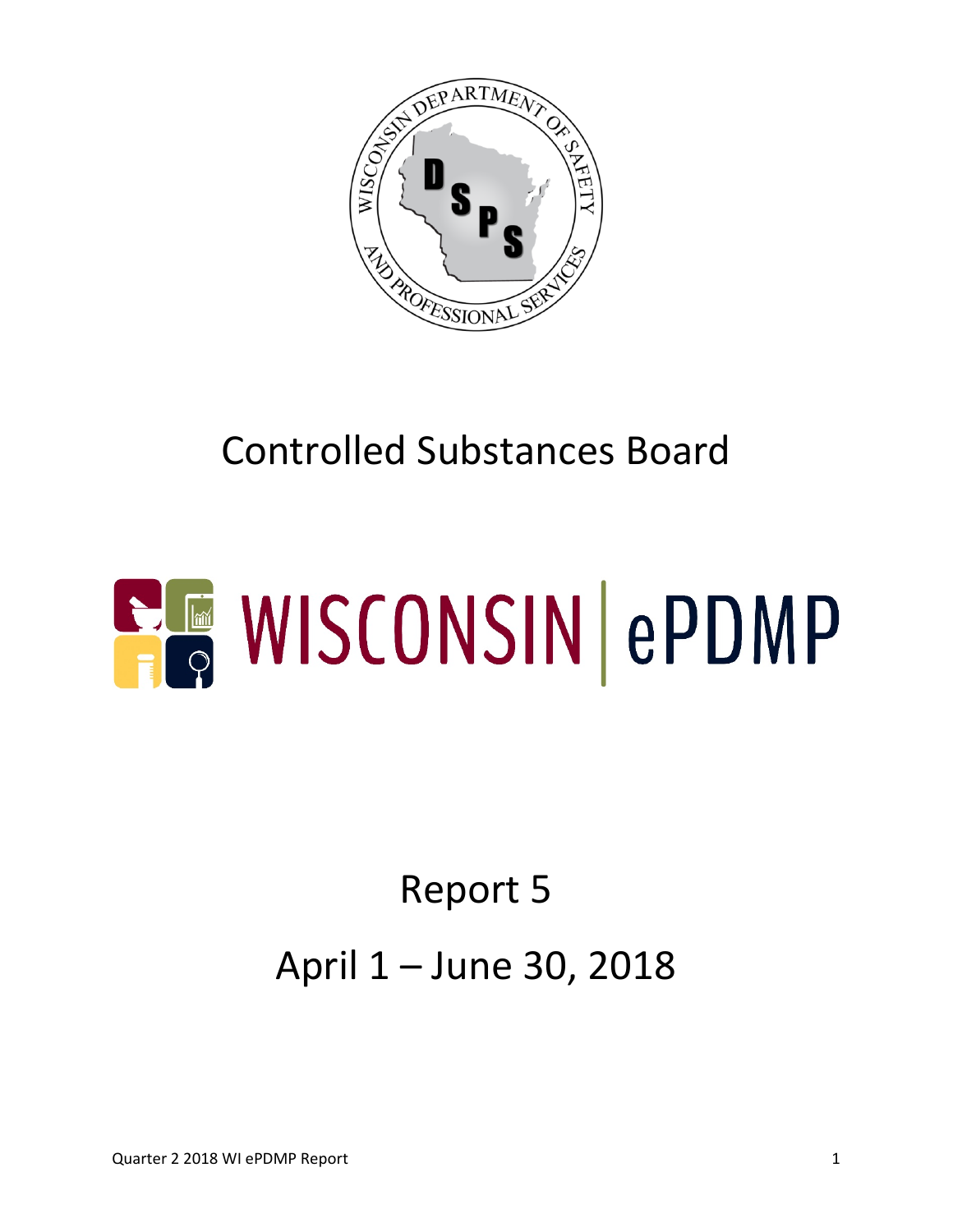# Controlled Substances Board

# WISCONSIN | ePDMP

## Report 5

## April 1 – June 30, 2018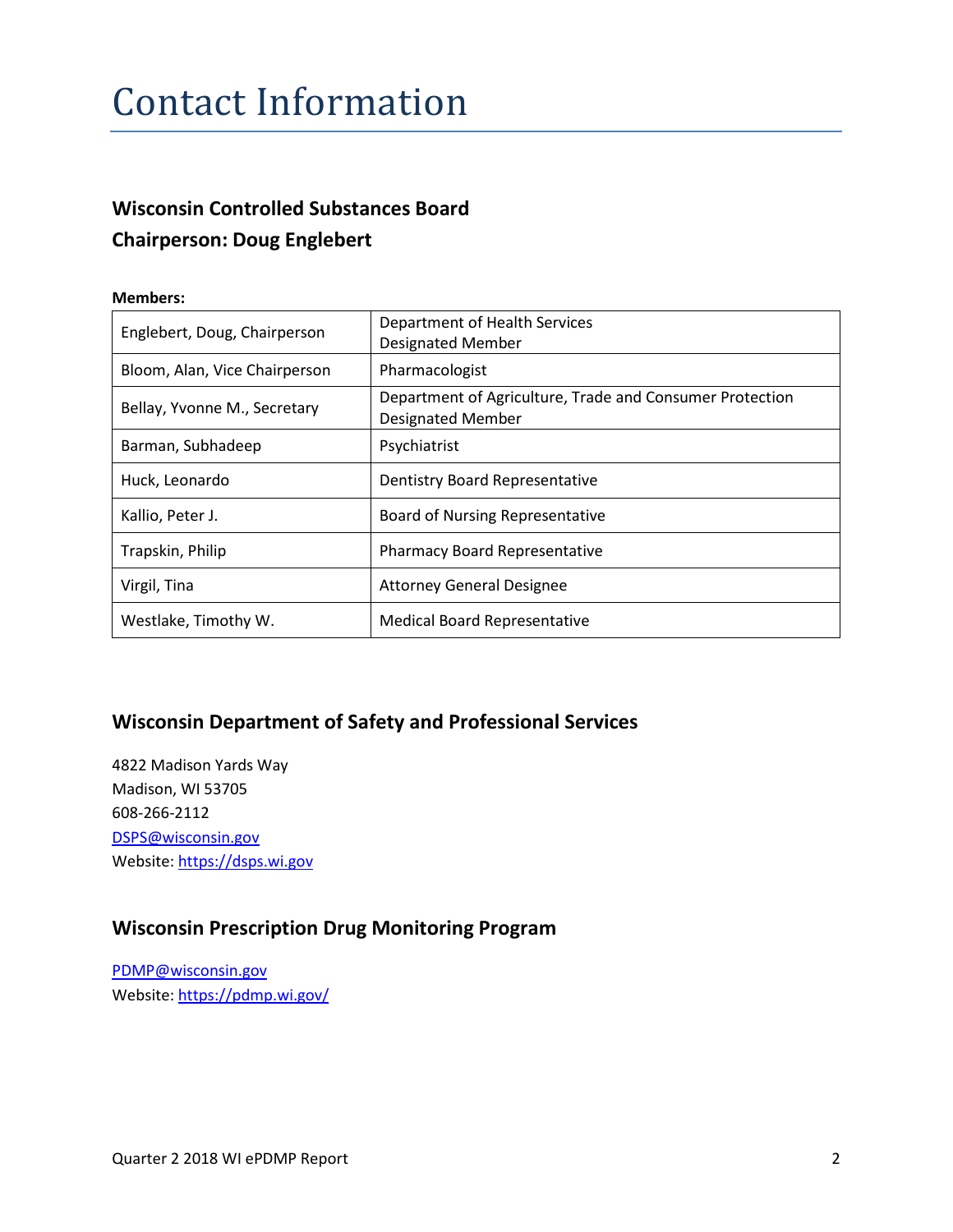# Contact Information

### Wisconsin Controlled Substances Board
### Chairperson: Doug Englebert

**Members:**

| | |
|---|---|
| Englebert, Doug, Chairperson | Department of Health Services Designated Member |
| Bloom, Alan, Vice Chairperson | Pharmacologist |
| Bellay, Yvonne M., Secretary | Department of Agriculture, Trade and Consumer Protection Designated Member |
| Barman, Subhadeep | Psychiatrist |
| Huck, Leonardo | Dentistry Board Representative |
| Kallio, Peter J. | Board of Nursing Representative |
| Trapskin, Philip | Pharmacy Board Representative |
| Virgil, Tina | Attorney General Designee |
| Westlake, Timothy W. | Medical Board Representative |

### Wisconsin Department of Safety and Professional Services

4822 Madison Yards Way
Madison, WI 53705
608-266-2112
DSPS@wisconsin.gov
Website: https://dsps.wi.gov

### Wisconsin Prescription Drug Monitoring Program

PDMP@wisconsin.gov
Website: https://pdmp.wi.gov/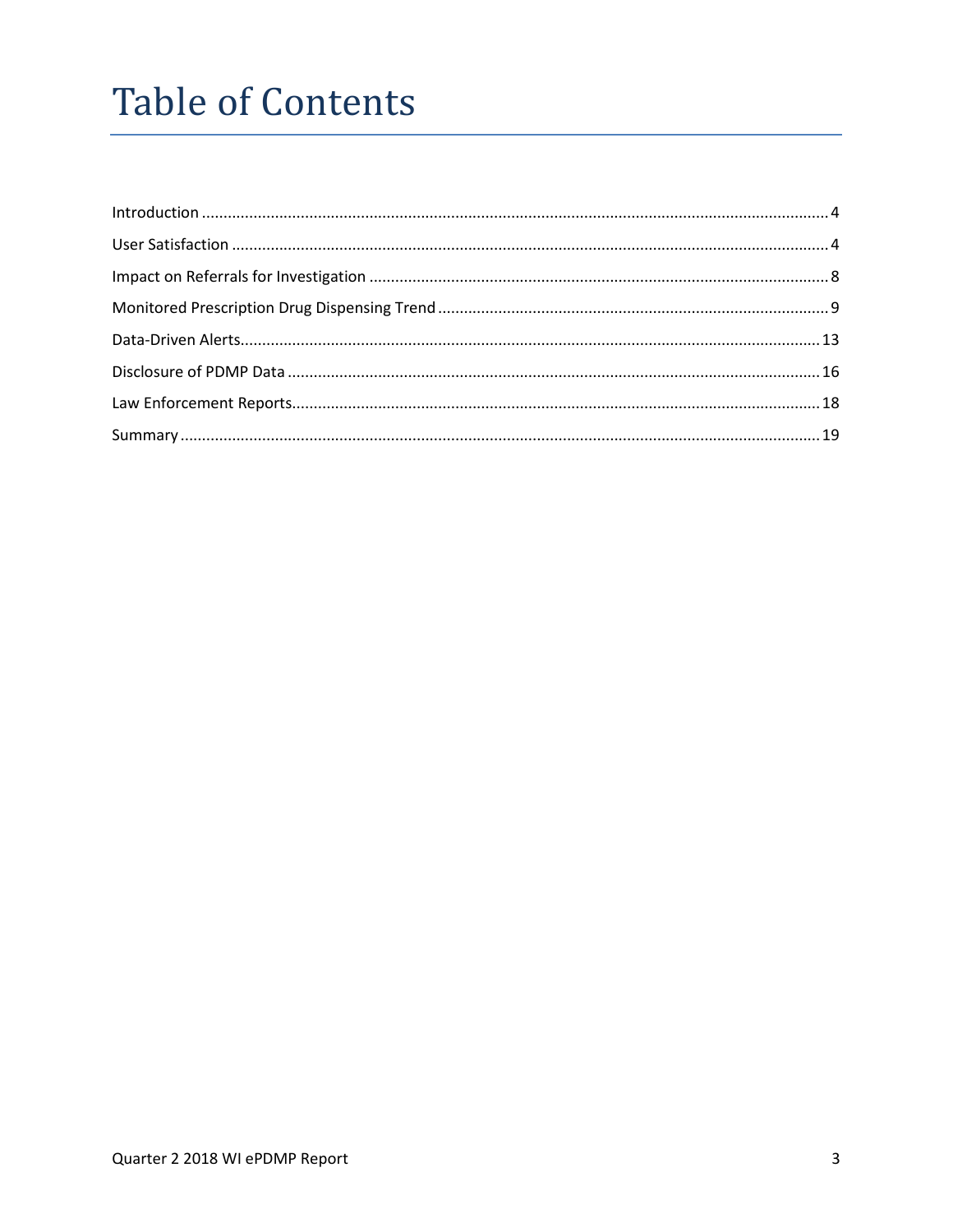# Table of Contents

Introduction ........................................................................................................ 4

User Satisfaction ................................................................................................... 4

Impact on Referrals for Investigation ....................................................................... 8

Monitored Prescription Drug Dispensing Trend ......................................................... 9

Data-Driven Alerts.................................................................................................. 13

Disclosure of PDMP Data ....................................................................................... 16

Law Enforcement Reports....................................................................................... 18

Summary ............................................................................................................. 19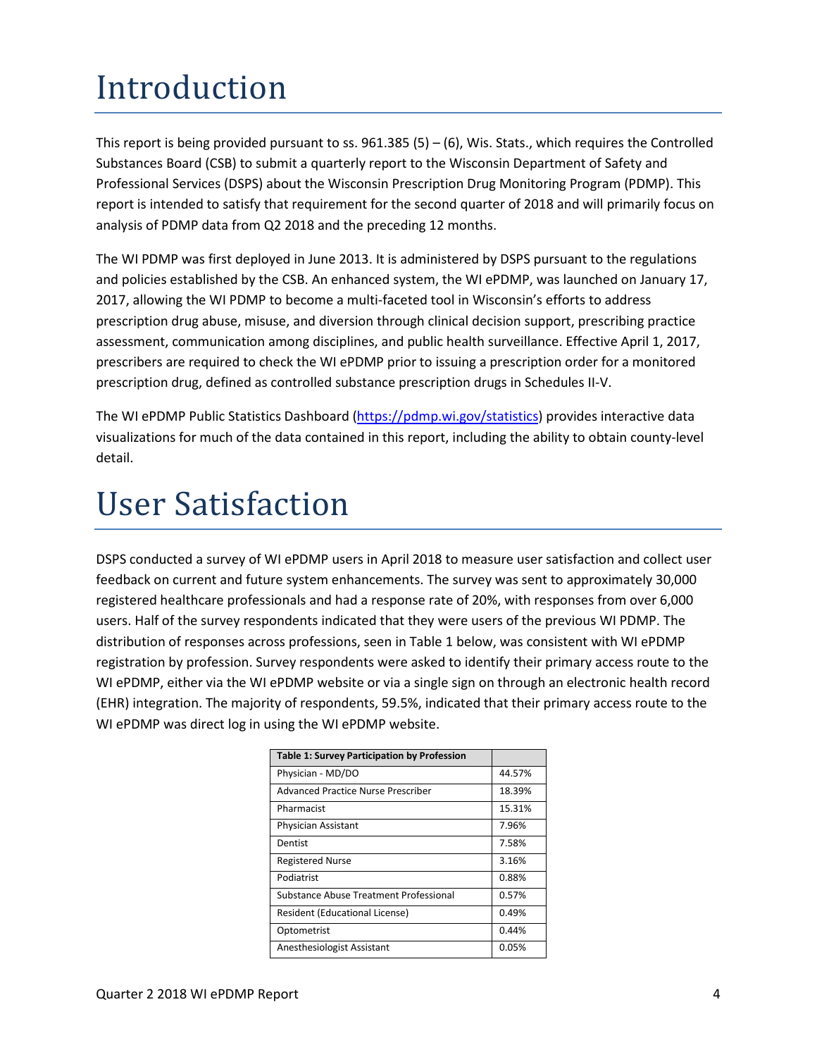# Introduction

This report is being provided pursuant to ss. 961.385 (5) – (6), Wis. Stats., which requires the Controlled Substances Board (CSB) to submit a quarterly report to the Wisconsin Department of Safety and Professional Services (DSPS) about the Wisconsin Prescription Drug Monitoring Program (PDMP). This report is intended to satisfy that requirement for the second quarter of 2018 and will primarily focus on analysis of PDMP data from Q2 2018 and the preceding 12 months.

The WI PDMP was first deployed in June 2013. It is administered by DSPS pursuant to the regulations and policies established by the CSB. An enhanced system, the WI ePDMP, was launched on January 17, 2017, allowing the WI PDMP to become a multi-faceted tool in Wisconsin's efforts to address prescription drug abuse, misuse, and diversion through clinical decision support, prescribing practice assessment, communication among disciplines, and public health surveillance. Effective April 1, 2017, prescribers are required to check the WI ePDMP prior to issuing a prescription order for a monitored prescription drug, defined as controlled substance prescription drugs in Schedules II-V.

The WI ePDMP Public Statistics Dashboard (https://pdmp.wi.gov/statistics) provides interactive data visualizations for much of the data contained in this report, including the ability to obtain county-level detail.

# User Satisfaction

DSPS conducted a survey of WI ePDMP users in April 2018 to measure user satisfaction and collect user feedback on current and future system enhancements. The survey was sent to approximately 30,000 registered healthcare professionals and had a response rate of 20%, with responses from over 6,000 users. Half of the survey respondents indicated that they were users of the previous WI PDMP. The distribution of responses across professions, seen in Table 1 below, was consistent with WI ePDMP registration by profession. Survey respondents were asked to identify their primary access route to the WI ePDMP, either via the WI ePDMP website or via a single sign on through an electronic health record (EHR) integration. The majority of respondents, 59.5%, indicated that their primary access route to the WI ePDMP was direct log in using the WI ePDMP website.

| Table 1: Survey Participation by Profession | |
|---|---|
| Physician - MD/DO | 44.57% |
| Advanced Practice Nurse Prescriber | 18.39% |
| Pharmacist | 15.31% |
| Physician Assistant | 7.96% |
| Dentist | 7.58% |
| Registered Nurse | 3.16% |
| Podiatrist | 0.88% |
| Substance Abuse Treatment Professional | 0.57% |
| Resident (Educational License) | 0.49% |
| Optometrist | 0.44% |
| Anesthesiologist Assistant | 0.05% |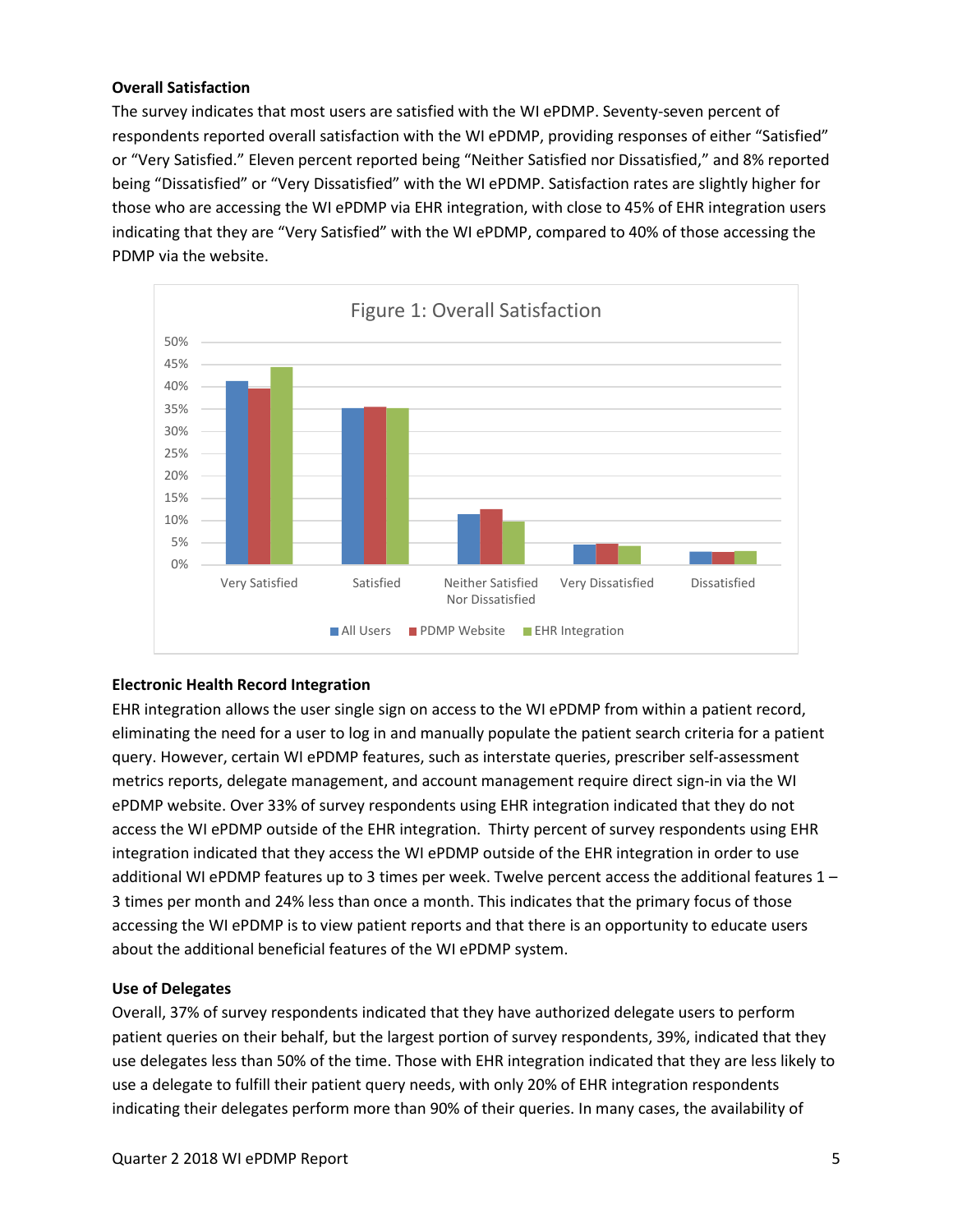### Overall Satisfaction

The survey indicates that most users are satisfied with the WI ePDMP. Seventy-seven percent of respondents reported overall satisfaction with the WI ePDMP, providing responses of either "Satisfied" or "Very Satisfied." Eleven percent reported being "Neither Satisfied nor Dissatisfied," and 8% reported being "Dissatisfied" or "Very Dissatisfied" with the WI ePDMP. Satisfaction rates are slightly higher for those who are accessing the WI ePDMP via EHR integration, with close to 45% of EHR integration users indicating that they are "Very Satisfied" with the WI ePDMP, compared to 40% of those accessing the PDMP via the website.

Figure 1: Overall Satisfaction

### Electronic Health Record Integration

EHR integration allows the user single sign on access to the WI ePDMP from within a patient record, eliminating the need for a user to log in and manually populate the patient search criteria for a patient query. However, certain WI ePDMP features, such as interstate queries, prescriber self-assessment metrics reports, delegate management, and account management require direct sign-in via the WI ePDMP website. Over 33% of survey respondents using EHR integration indicated that they do not access the WI ePDMP outside of the EHR integration. Thirty percent of survey respondents using EHR integration indicated that they access the WI ePDMP outside of the EHR integration in order to use additional WI ePDMP features up to 3 times per week. Twelve percent access the additional features 1 – 3 times per month and 24% less than once a month. This indicates that the primary focus of those accessing the WI ePDMP is to view patient reports and that there is an opportunity to educate users about the additional beneficial features of the WI ePDMP system.

### Use of Delegates

Overall, 37% of survey respondents indicated that they have authorized delegate users to perform patient queries on their behalf, but the largest portion of survey respondents, 39%, indicated that they use delegates less than 50% of the time. Those with EHR integration indicated that they are less likely to use a delegate to fulfill their patient query needs, with only 20% of EHR integration respondents indicating their delegates perform more than 90% of their queries. In many cases, the availability of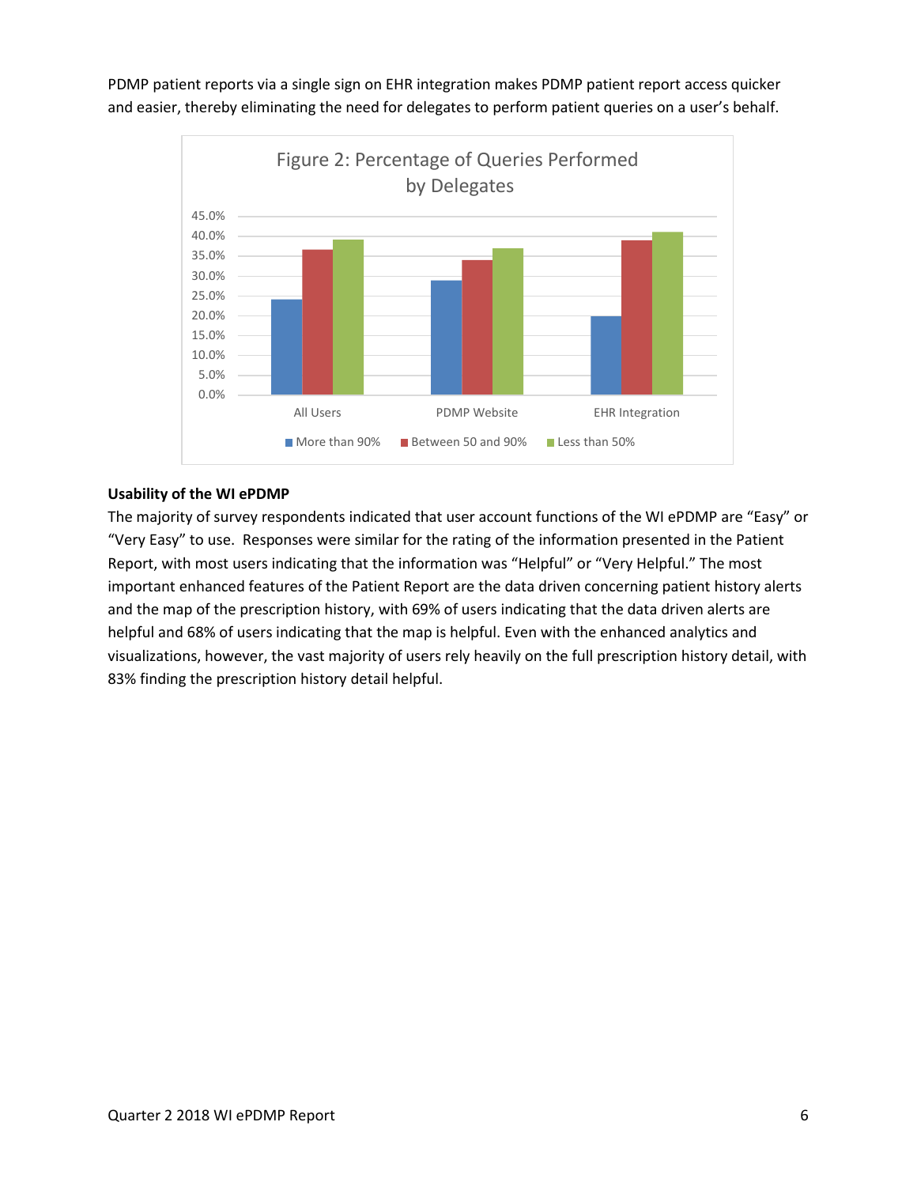PDMP patient reports via a single sign on EHR integration makes PDMP patient report access quicker and easier, thereby eliminating the need for delegates to perform patient queries on a user's behalf.

Figure 2: Percentage of Queries Performed by Delegates

| | More than 90% | Between 50 and 90% | Less than 50% |
| --- | --- | --- | --- |
| All Users | 24% | 36.5% | 39% |
| PDMP Website | 29% | 34% | 37% |
| EHR Integration | 20% | 39% | 41% |

**Usability of the WI ePDMP**

The majority of survey respondents indicated that user account functions of the WI ePDMP are "Easy" or "Very Easy" to use. Responses were similar for the rating of the information presented in the Patient Report, with most users indicating that the information was "Helpful" or "Very Helpful." The most important enhanced features of the Patient Report are the data driven concerning patient history alerts and the map of the prescription history, with 69% of users indicating that the data driven alerts are helpful and 68% of users indicating that the map is helpful. Even with the enhanced analytics and visualizations, however, the vast majority of users rely heavily on the full prescription history detail, with 83% finding the prescription history detail helpful.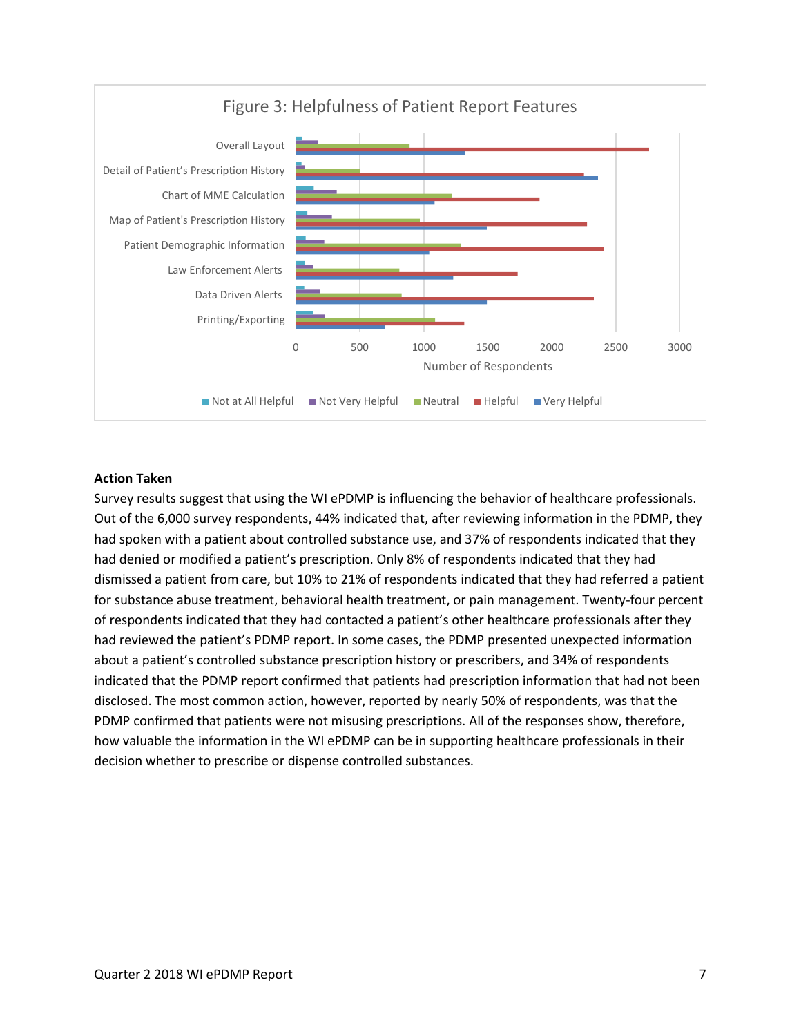Figure 3: Helpfulness of Patient Report Features

## Action Taken

Survey results suggest that using the WI ePDMP is influencing the behavior of healthcare professionals. Out of the 6,000 survey respondents, 44% indicated that, after reviewing information in the PDMP, they had spoken with a patient about controlled substance use, and 37% of respondents indicated that they had denied or modified a patient's prescription. Only 8% of respondents indicated that they had dismissed a patient from care, but 10% to 21% of respondents indicated that they had referred a patient for substance abuse treatment, behavioral health treatment, or pain management. Twenty-four percent of respondents indicated that they had contacted a patient's other healthcare professionals after they had reviewed the patient's PDMP report. In some cases, the PDMP presented unexpected information about a patient's controlled substance prescription history or prescribers, and 34% of respondents indicated that the PDMP report confirmed that patients had prescription information that had not been disclosed. The most common action, however, reported by nearly 50% of respondents, was that the PDMP confirmed that patients were not misusing prescriptions. All of the responses show, therefore, how valuable the information in the WI ePDMP can be in supporting healthcare professionals in their decision whether to prescribe or dispense controlled substances.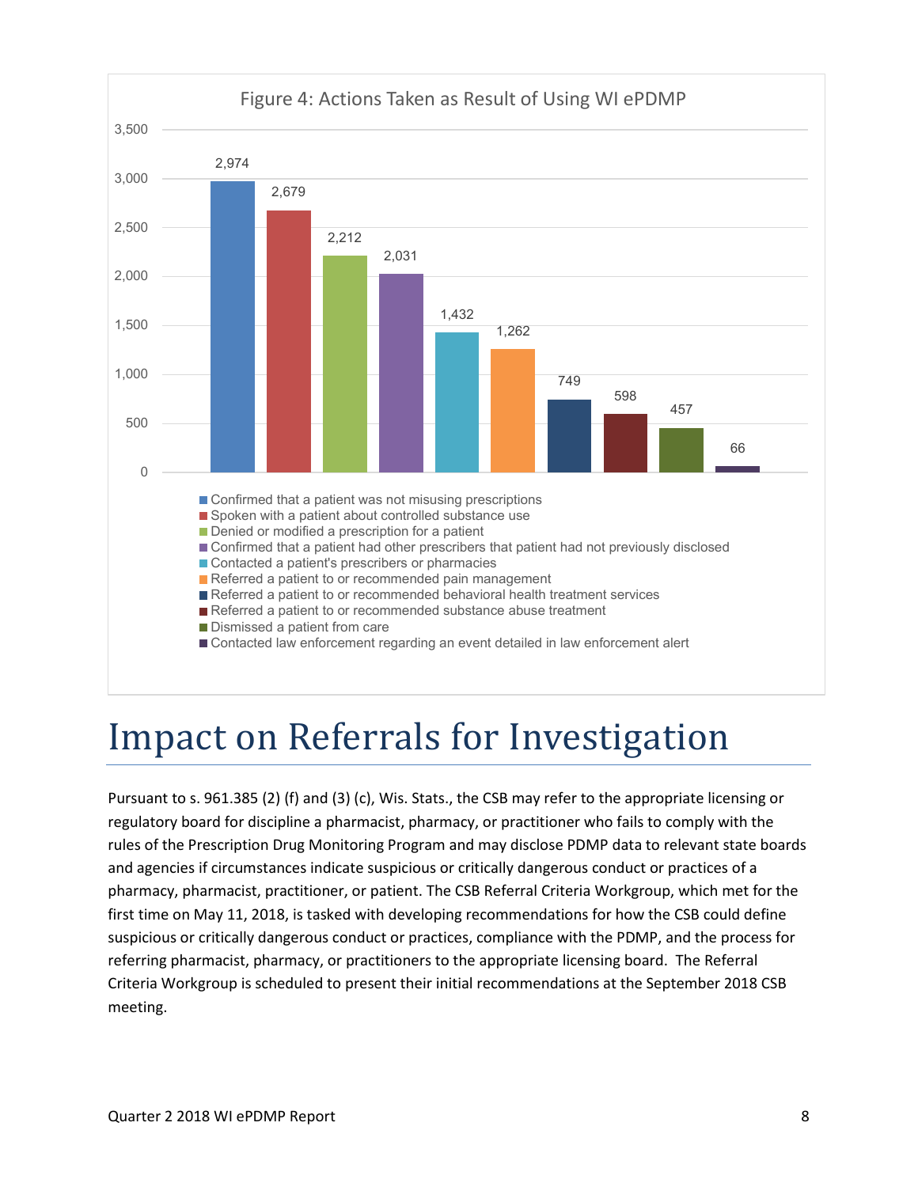Figure 4: Actions Taken as Result of Using WI ePDMP

| Action | Count |
|---|---|
| Confirmed that a patient was not misusing prescriptions | 2,974 |
| Spoken with a patient about controlled substance use | 2,679 |
| Denied or modified a prescription for a patient | 2,212 |
| Confirmed that a patient had other prescribers that patient had not previously disclosed | 2,031 |
| Contacted a patient's prescribers or pharmacies | 1,432 |
| Referred a patient to or recommended pain management | 1,262 |
| Referred a patient to or recommended behavioral health treatment services | 749 |
| Referred a patient to or recommended substance abuse treatment | 598 |
| Dismissed a patient from care | 457 |
| Contacted law enforcement regarding an event detailed in law enforcement alert | 66 |

# Impact on Referrals for Investigation

Pursuant to s. 961.385 (2) (f) and (3) (c), Wis. Stats., the CSB may refer to the appropriate licensing or regulatory board for discipline a pharmacist, pharmacy, or practitioner who fails to comply with the rules of the Prescription Drug Monitoring Program and may disclose PDMP data to relevant state boards and agencies if circumstances indicate suspicious or critically dangerous conduct or practices of a pharmacy, pharmacist, practitioner, or patient. The CSB Referral Criteria Workgroup, which met for the first time on May 11, 2018, is tasked with developing recommendations for how the CSB could define suspicious or critically dangerous conduct or practices, compliance with the PDMP, and the process for referring pharmacist, pharmacy, or practitioners to the appropriate licensing board. The Referral Criteria Workgroup is scheduled to present their initial recommendations at the September 2018 CSB meeting.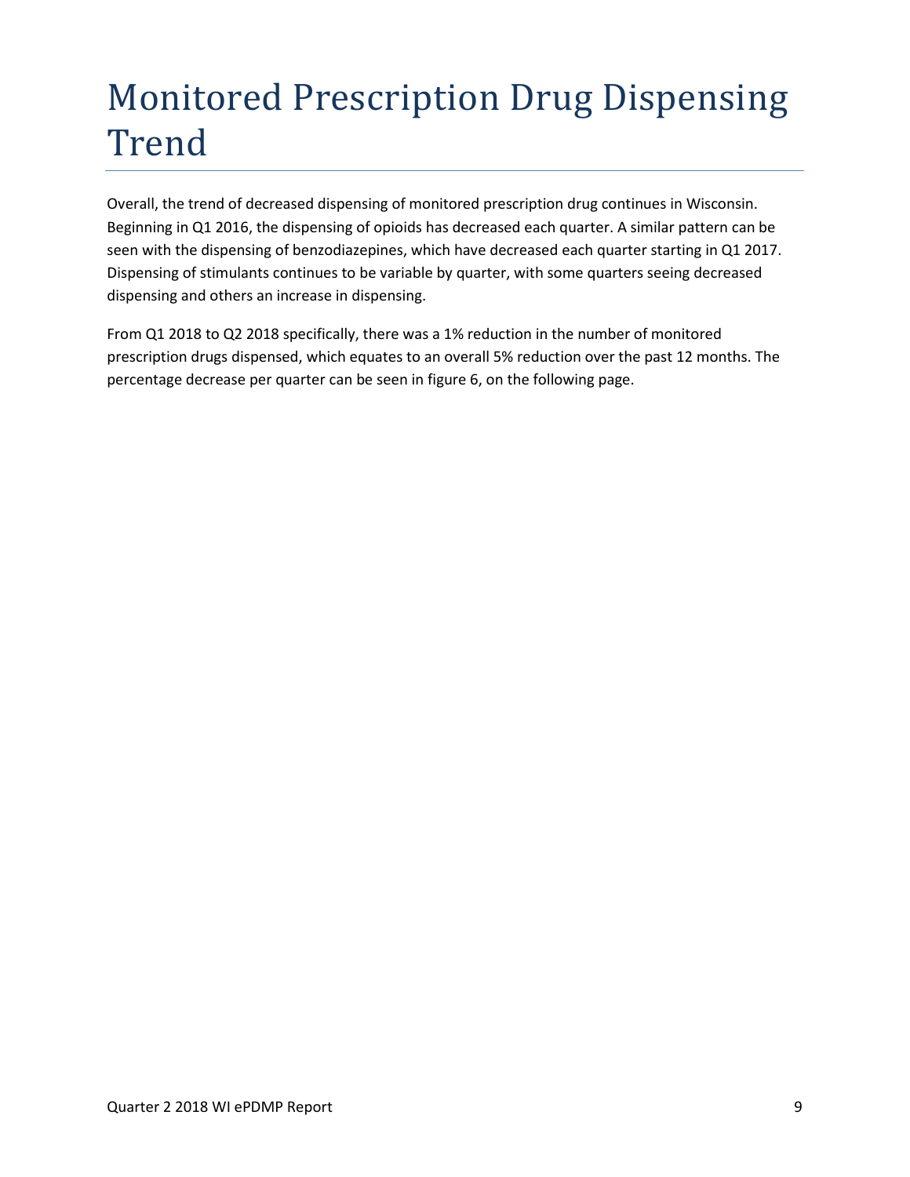# Monitored Prescription Drug Dispensing Trend

Overall, the trend of decreased dispensing of monitored prescription drug continues in Wisconsin. Beginning in Q1 2016, the dispensing of opioids has decreased each quarter. A similar pattern can be seen with the dispensing of benzodiazepines, which have decreased each quarter starting in Q1 2017. Dispensing of stimulants continues to be variable by quarter, with some quarters seeing decreased dispensing and others an increase in dispensing.

From Q1 2018 to Q2 2018 specifically, there was a 1% reduction in the number of monitored prescription drugs dispensed, which equates to an overall 5% reduction over the past 12 months. The percentage decrease per quarter can be seen in figure 6, on the following page.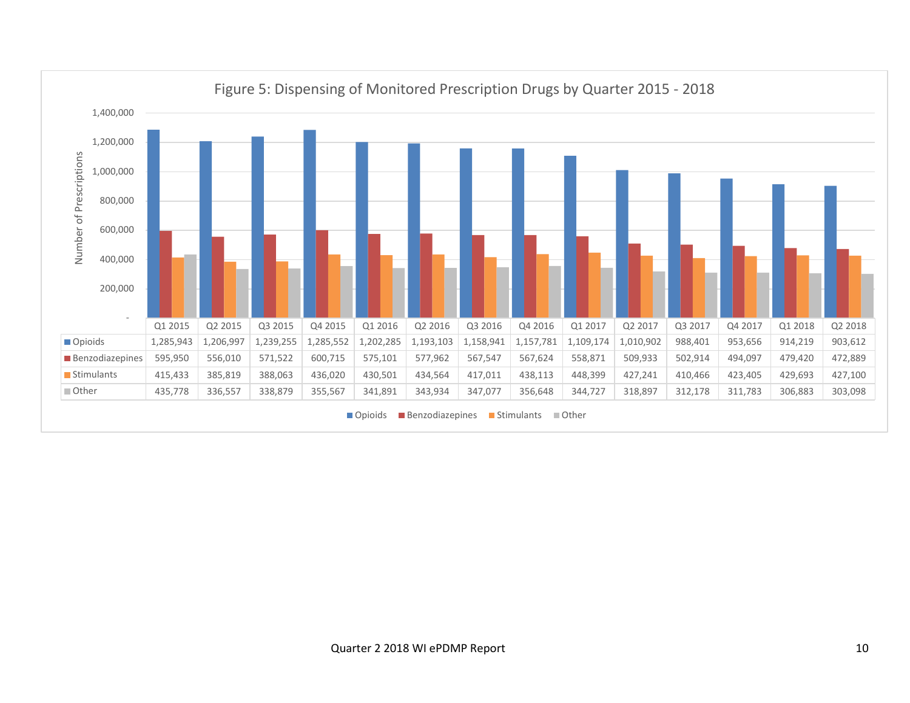Figure 5: Dispensing of Monitored Prescription Drugs by Quarter 2015 - 2018

| | Q1 2015 | Q2 2015 | Q3 2015 | Q4 2015 | Q1 2016 | Q2 2016 | Q3 2016 | Q4 2016 | Q1 2017 | Q2 2017 | Q3 2017 | Q4 2017 | Q1 2018 | Q2 2018 |
|---|---|---|---|---|---|---|---|---|---|---|---|---|---|---|
| Opioids | 1,285,943 | 1,206,997 | 1,239,255 | 1,285,552 | 1,202,285 | 1,193,103 | 1,158,941 | 1,157,781 | 1,109,174 | 1,010,902 | 988,401 | 953,656 | 914,219 | 903,612 |
| Benzodiazepines | 595,950 | 556,010 | 571,522 | 600,715 | 575,101 | 577,962 | 567,547 | 567,624 | 558,871 | 509,933 | 502,914 | 494,097 | 479,420 | 472,889 |
| Stimulants | 415,433 | 385,819 | 388,063 | 436,020 | 430,501 | 434,564 | 417,011 | 438,113 | 448,399 | 427,241 | 410,466 | 423,405 | 429,693 | 427,100 |
| Other | 435,778 | 336,557 | 338,879 | 355,567 | 341,891 | 343,934 | 347,077 | 356,648 | 344,727 | 318,897 | 312,178 | 311,783 | 306,883 | 303,098 |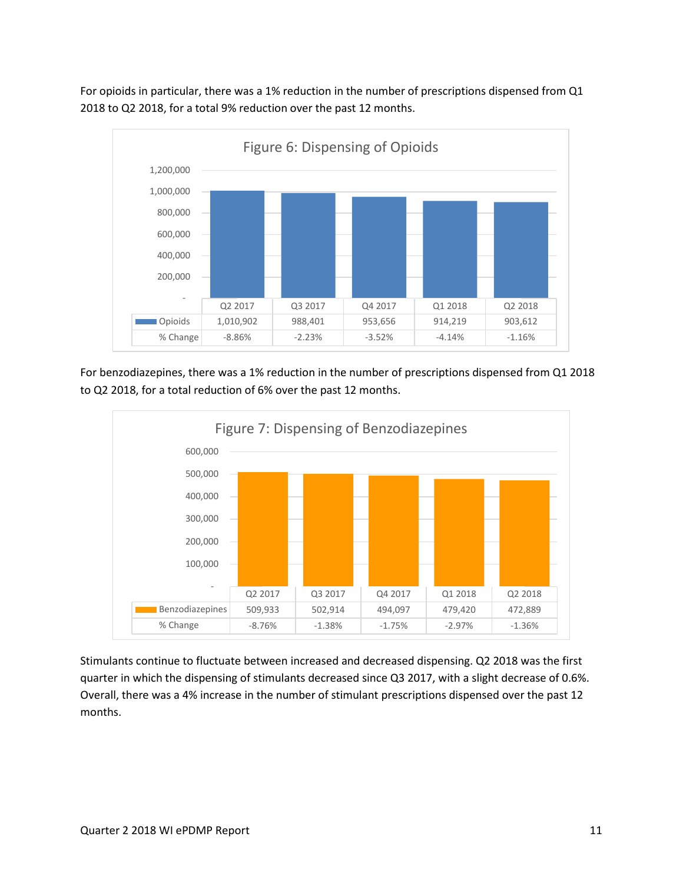For opioids in particular, there was a 1% reduction in the number of prescriptions dispensed from Q1 2018 to Q2 2018, for a total 9% reduction over the past 12 months.

Figure 6: Dispensing of Opioids

| | Q2 2017 | Q3 2017 | Q4 2017 | Q1 2018 | Q2 2018 |
|---|---|---|---|---|---|
| Opioids | 1,010,902 | 988,401 | 953,656 | 914,219 | 903,612 |
| % Change | -8.86% | -2.23% | -3.52% | -4.14% | -1.16% |

For benzodiazepines, there was a 1% reduction in the number of prescriptions dispensed from Q1 2018 to Q2 2018, for a total reduction of 6% over the past 12 months.

Figure 7: Dispensing of Benzodiazepines

| | Q2 2017 | Q3 2017 | Q4 2017 | Q1 2018 | Q2 2018 |
|---|---|---|---|---|---|
| Benzodiazepines | 509,933 | 502,914 | 494,097 | 479,420 | 472,889 |
| % Change | -8.76% | -1.38% | -1.75% | -2.97% | -1.36% |

Stimulants continue to fluctuate between increased and decreased dispensing. Q2 2018 was the first quarter in which the dispensing of stimulants decreased since Q3 2017, with a slight decrease of 0.6%. Overall, there was a 4% increase in the number of stimulant prescriptions dispensed over the past 12 months.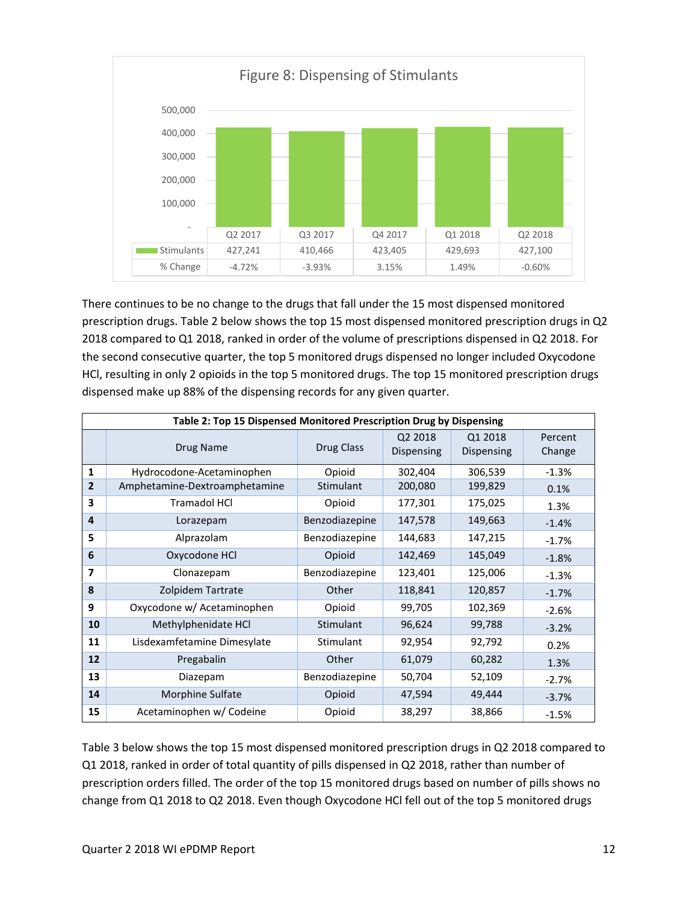Figure 8: Dispensing of Stimulants

| | Q2 2017 | Q3 2017 | Q4 2017 | Q1 2018 | Q2 2018 |
|---|---|---|---|---|---|
| Stimulants | 427,241 | 410,466 | 423,405 | 429,693 | 427,100 |
| % Change | -4.72% | -3.93% | 3.15% | 1.49% | -0.60% |

There continues to be no change to the drugs that fall under the 15 most dispensed monitored prescription drugs. Table 2 below shows the top 15 most dispensed monitored prescription drugs in Q2 2018 compared to Q1 2018, ranked in order of the volume of prescriptions dispensed in Q2 2018. For the second consecutive quarter, the top 5 monitored drugs dispensed no longer included Oxycodone HCl, resulting in only 2 opioids in the top 5 monitored drugs. The top 15 monitored prescription drugs dispensed make up 88% of the dispensing records for any given quarter.

**Table 2: Top 15 Dispensed Monitored Prescription Drug by Dispensing**

| | Drug Name | Drug Class | Q2 2018 Dispensing | Q1 2018 Dispensing | Percent Change |
|---|---|---|---|---|---|
| **1** | Hydrocodone-Acetaminophen | Opioid | 302,404 | 306,539 | -1.3% |
| **2** | Amphetamine-Dextroamphetamine | Stimulant | 200,080 | 199,829 | 0.1% |
| **3** | Tramadol HCl | Opioid | 177,301 | 175,025 | 1.3% |
| **4** | Lorazepam | Benzodiazepine | 147,578 | 149,663 | -1.4% |
| **5** | Alprazolam | Benzodiazepine | 144,683 | 147,215 | -1.7% |
| **6** | Oxycodone HCl | Opioid | 142,469 | 145,049 | -1.8% |
| **7** | Clonazepam | Benzodiazepine | 123,401 | 125,006 | -1.3% |
| **8** | Zolpidem Tartrate | Other | 118,841 | 120,857 | -1.7% |
| **9** | Oxycodone w/ Acetaminophen | Opioid | 99,705 | 102,369 | -2.6% |
| **10** | Methylphenidate HCl | Stimulant | 96,624 | 99,788 | -3.2% |
| **11** | Lisdexamfetamine Dimesylate | Stimulant | 92,954 | 92,792 | 0.2% |
| **12** | Pregabalin | Other | 61,079 | 60,282 | 1.3% |
| **13** | Diazepam | Benzodiazepine | 50,704 | 52,109 | -2.7% |
| **14** | Morphine Sulfate | Opioid | 47,594 | 49,444 | -3.7% |
| **15** | Acetaminophen w/ Codeine | Opioid | 38,297 | 38,866 | -1.5% |

Table 3 below shows the top 15 most dispensed monitored prescription drugs in Q2 2018 compared to Q1 2018, ranked in order of total quantity of pills dispensed in Q2 2018, rather than number of prescription orders filled. The order of the top 15 monitored drugs based on number of pills shows no change from Q1 2018 to Q2 2018. Even though Oxycodone HCl fell out of the top 5 monitored drugs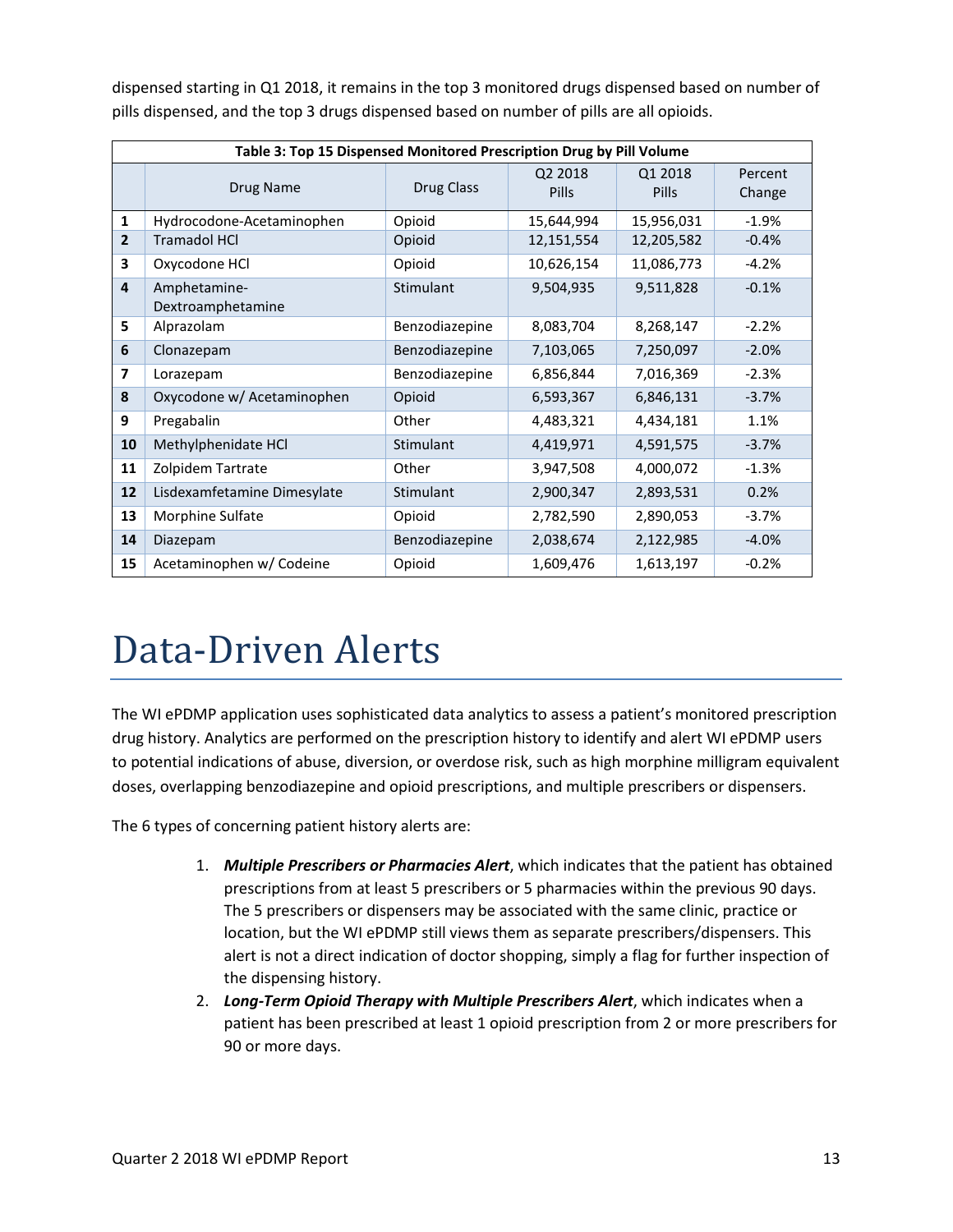dispensed starting in Q1 2018, it remains in the top 3 monitored drugs dispensed based on number of pills dispensed, and the top 3 drugs dispensed based on number of pills are all opioids.

**Table 3: Top 15 Dispensed Monitored Prescription Drug by Pill Volume**

| | Drug Name | Drug Class | Q2 2018 Pills | Q1 2018 Pills | Percent Change |
|---|---|---|---|---|---|
| **1** | Hydrocodone-Acetaminophen | Opioid | 15,644,994 | 15,956,031 | -1.9% |
| **2** | Tramadol HCl | Opioid | 12,151,554 | 12,205,582 | -0.4% |
| **3** | Oxycodone HCl | Opioid | 10,626,154 | 11,086,773 | -4.2% |
| **4** | Amphetamine-Dextroamphetamine | Stimulant | 9,504,935 | 9,511,828 | -0.1% |
| **5** | Alprazolam | Benzodiazepine | 8,083,704 | 8,268,147 | -2.2% |
| **6** | Clonazepam | Benzodiazepine | 7,103,065 | 7,250,097 | -2.0% |
| **7** | Lorazepam | Benzodiazepine | 6,856,844 | 7,016,369 | -2.3% |
| **8** | Oxycodone w/ Acetaminophen | Opioid | 6,593,367 | 6,846,131 | -3.7% |
| **9** | Pregabalin | Other | 4,483,321 | 4,434,181 | 1.1% |
| **10** | Methylphenidate HCl | Stimulant | 4,419,971 | 4,591,575 | -3.7% |
| **11** | Zolpidem Tartrate | Other | 3,947,508 | 4,000,072 | -1.3% |
| **12** | Lisdexamfetamine Dimesylate | Stimulant | 2,900,347 | 2,893,531 | 0.2% |
| **13** | Morphine Sulfate | Opioid | 2,782,590 | 2,890,053 | -3.7% |
| **14** | Diazepam | Benzodiazepine | 2,038,674 | 2,122,985 | -4.0% |
| **15** | Acetaminophen w/ Codeine | Opioid | 1,609,476 | 1,613,197 | -0.2% |

# Data-Driven Alerts

The WI ePDMP application uses sophisticated data analytics to assess a patient's monitored prescription drug history. Analytics are performed on the prescription history to identify and alert WI ePDMP users to potential indications of abuse, diversion, or overdose risk, such as high morphine milligram equivalent doses, overlapping benzodiazepine and opioid prescriptions, and multiple prescribers or dispensers.

The 6 types of concerning patient history alerts are:

1. ***Multiple Prescribers or Pharmacies Alert***, which indicates that the patient has obtained prescriptions from at least 5 prescribers or 5 pharmacies within the previous 90 days. The 5 prescribers or dispensers may be associated with the same clinic, practice or location, but the WI ePDMP still views them as separate prescribers/dispensers. This alert is not a direct indication of doctor shopping, simply a flag for further inspection of the dispensing history.
2. ***Long-Term Opioid Therapy with Multiple Prescribers Alert***, which indicates when a patient has been prescribed at least 1 opioid prescription from 2 or more prescribers for 90 or more days.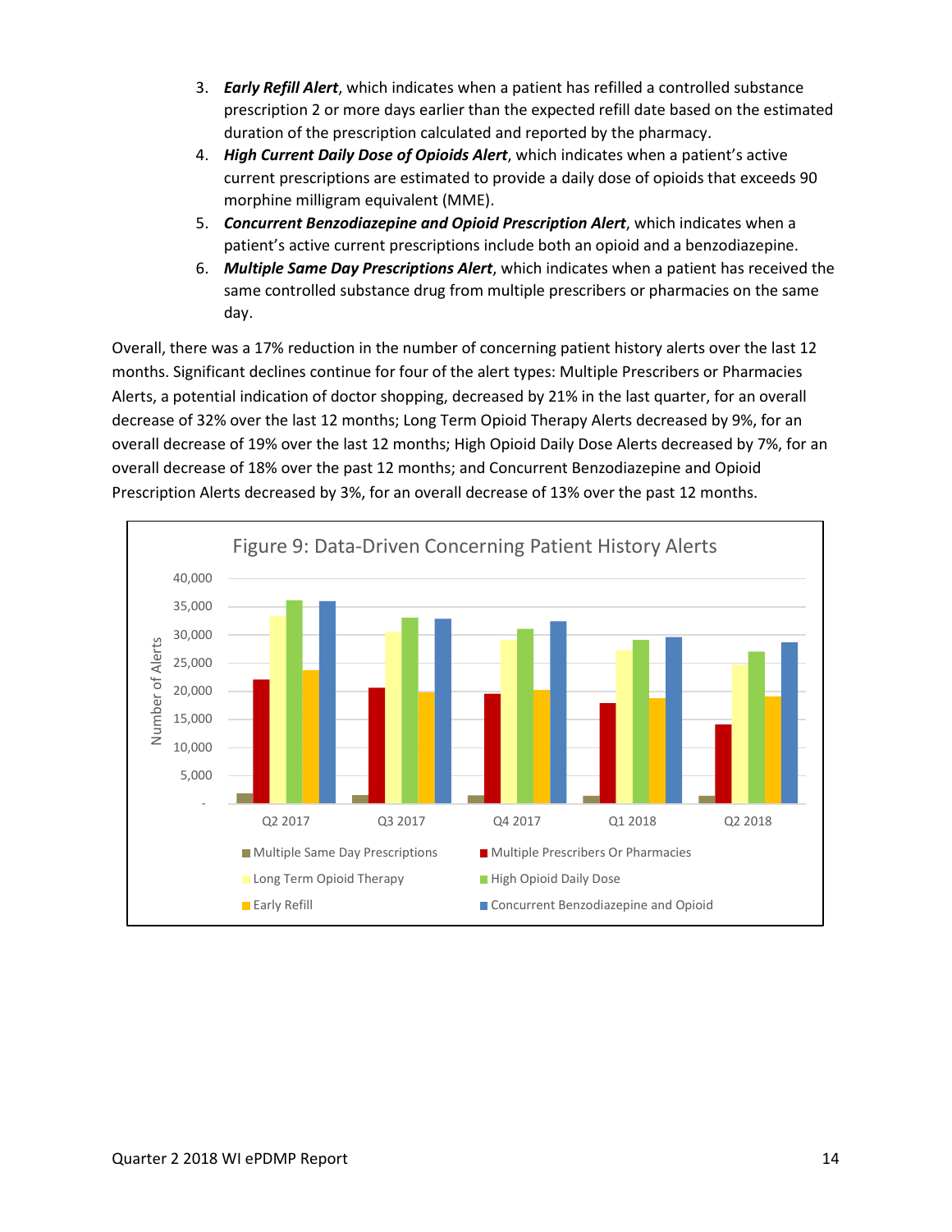3. ***Early Refill Alert***, which indicates when a patient has refilled a controlled substance prescription 2 or more days earlier than the expected refill date based on the estimated duration of the prescription calculated and reported by the pharmacy.
4. ***High Current Daily Dose of Opioids Alert***, which indicates when a patient's active current prescriptions are estimated to provide a daily dose of opioids that exceeds 90 morphine milligram equivalent (MME).
5. ***Concurrent Benzodiazepine and Opioid Prescription Alert***, which indicates when a patient's active current prescriptions include both an opioid and a benzodiazepine.
6. ***Multiple Same Day Prescriptions Alert***, which indicates when a patient has received the same controlled substance drug from multiple prescribers or pharmacies on the same day.

Overall, there was a 17% reduction in the number of concerning patient history alerts over the last 12 months. Significant declines continue for four of the alert types: Multiple Prescribers or Pharmacies Alerts, a potential indication of doctor shopping, decreased by 21% in the last quarter, for an overall decrease of 32% over the last 12 months; Long Term Opioid Therapy Alerts decreased by 9%, for an overall decrease of 19% over the last 12 months; High Opioid Daily Dose Alerts decreased by 7%, for an overall decrease of 18% over the past 12 months; and Concurrent Benzodiazepine and Opioid Prescription Alerts decreased by 3%, for an overall decrease of 13% over the past 12 months.

Figure 9: Data-Driven Concerning Patient History Alerts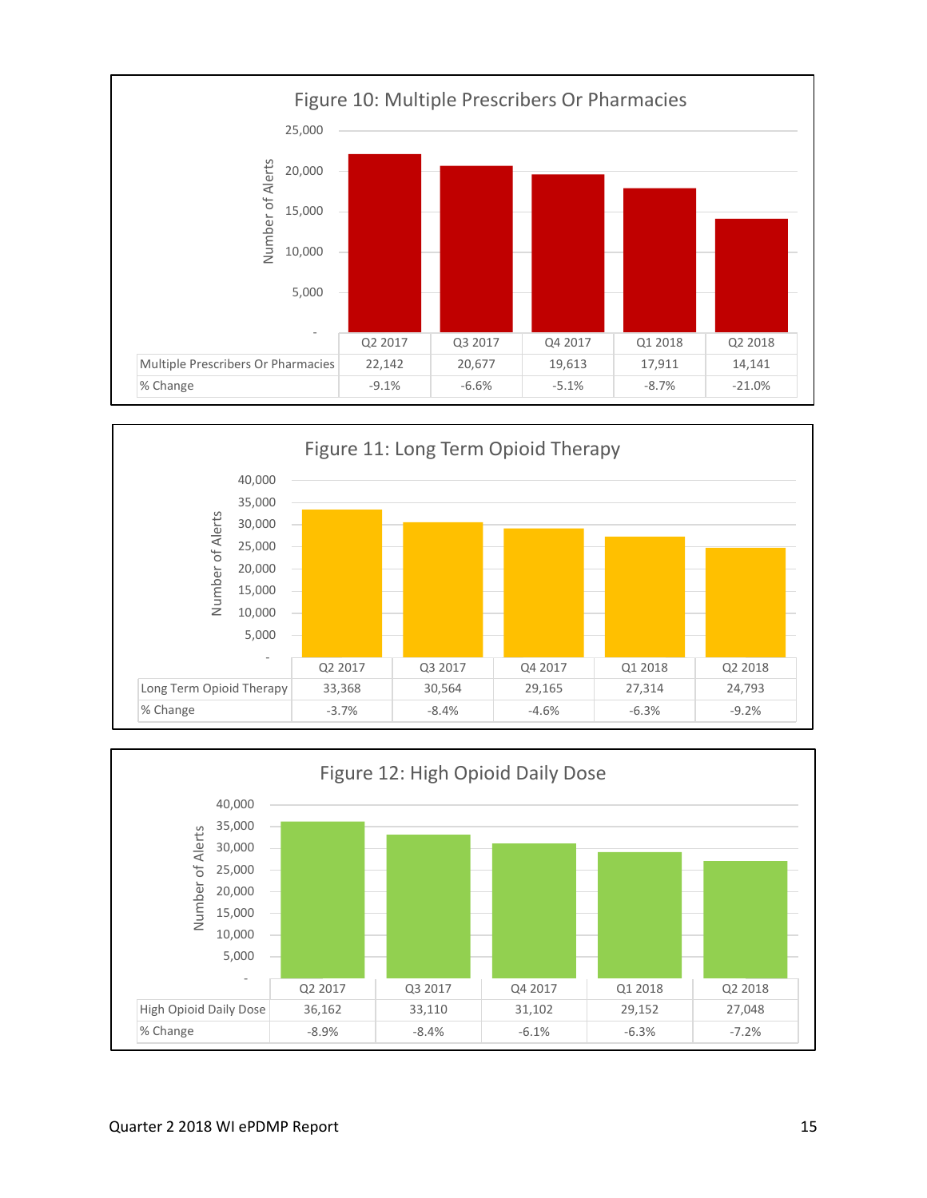## Figure 10: Multiple Prescribers Or Pharmacies

| | Q2 2017 | Q3 2017 | Q4 2017 | Q1 2018 | Q2 2018 |
|---|---|---|---|---|---|
| Multiple Prescribers Or Pharmacies | 22,142 | 20,677 | 19,613 | 17,911 | 14,141 |
| % Change | -9.1% | -6.6% | -5.1% | -8.7% | -21.0% |

## Figure 11: Long Term Opioid Therapy

| | Q2 2017 | Q3 2017 | Q4 2017 | Q1 2018 | Q2 2018 |
|---|---|---|---|---|---|
| Long Term Opioid Therapy | 33,368 | 30,564 | 29,165 | 27,314 | 24,793 |
| % Change | -3.7% | -8.4% | -4.6% | -6.3% | -9.2% |

## Figure 12: High Opioid Daily Dose

| | Q2 2017 | Q3 2017 | Q4 2017 | Q1 2018 | Q2 2018 |
|---|---|---|---|---|---|
| High Opioid Daily Dose | 36,162 | 33,110 | 31,102 | 29,152 | 27,048 |
| % Change | -8.9% | -8.4% | -6.1% | -6.3% | -7.2% |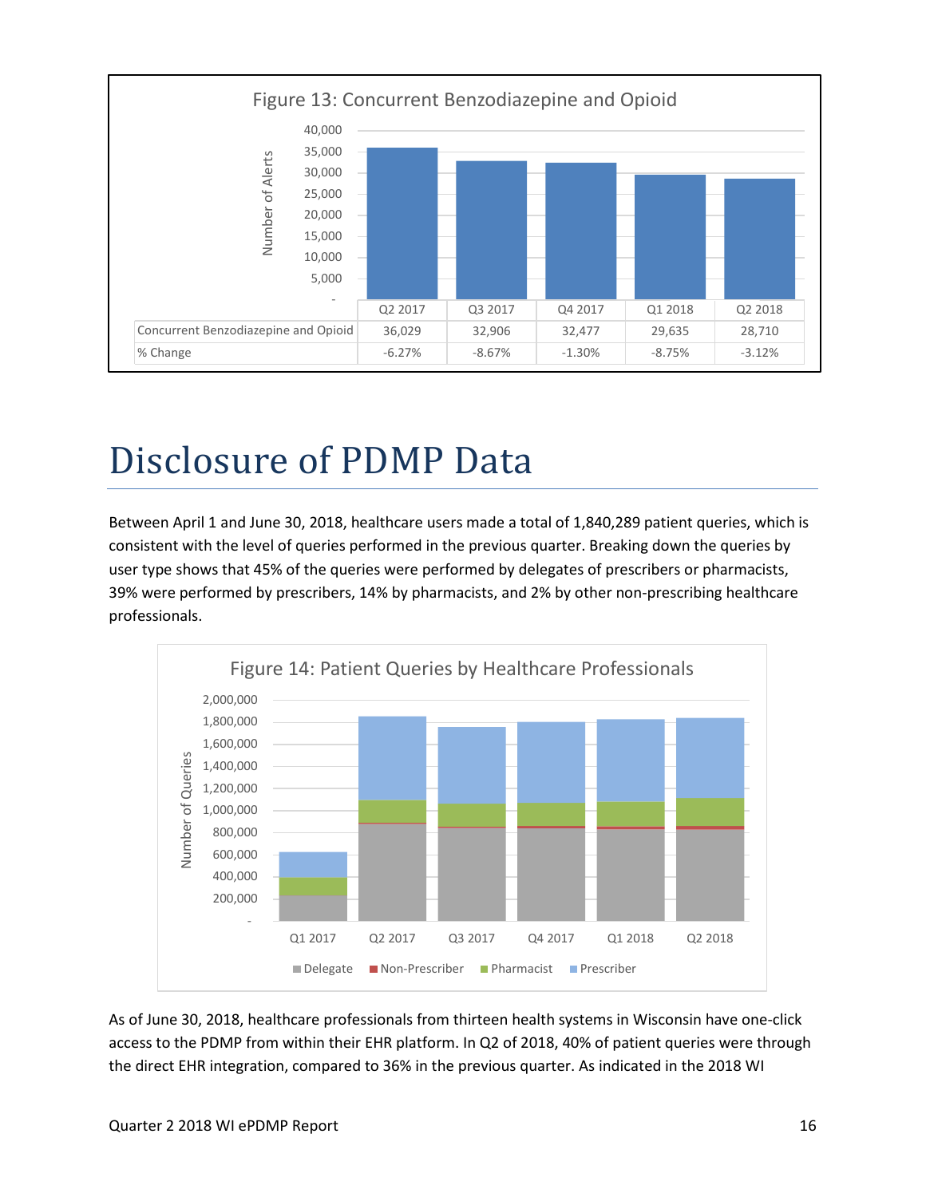Figure 13: Concurrent Benzodiazepine and Opioid

| | Q2 2017 | Q3 2017 | Q4 2017 | Q1 2018 | Q2 2018 |
|---|---|---|---|---|---|
| Concurrent Benzodiazepine and Opioid | 36,029 | 32,906 | 32,477 | 29,635 | 28,710 |
| % Change | -6.27% | -8.67% | -1.30% | -8.75% | -3.12% |

# Disclosure of PDMP Data

Between April 1 and June 30, 2018, healthcare users made a total of 1,840,289 patient queries, which is consistent with the level of queries performed in the previous quarter. Breaking down the queries by user type shows that 45% of the queries were performed by delegates of prescribers or pharmacists, 39% were performed by prescribers, 14% by pharmacists, and 2% by other non-prescribing healthcare professionals.

Figure 14: Patient Queries by Healthcare Professionals

As of June 30, 2018, healthcare professionals from thirteen health systems in Wisconsin have one-click access to the PDMP from within their EHR platform. In Q2 of 2018, 40% of patient queries were through the direct EHR integration, compared to 36% in the previous quarter. As indicated in the 2018 WI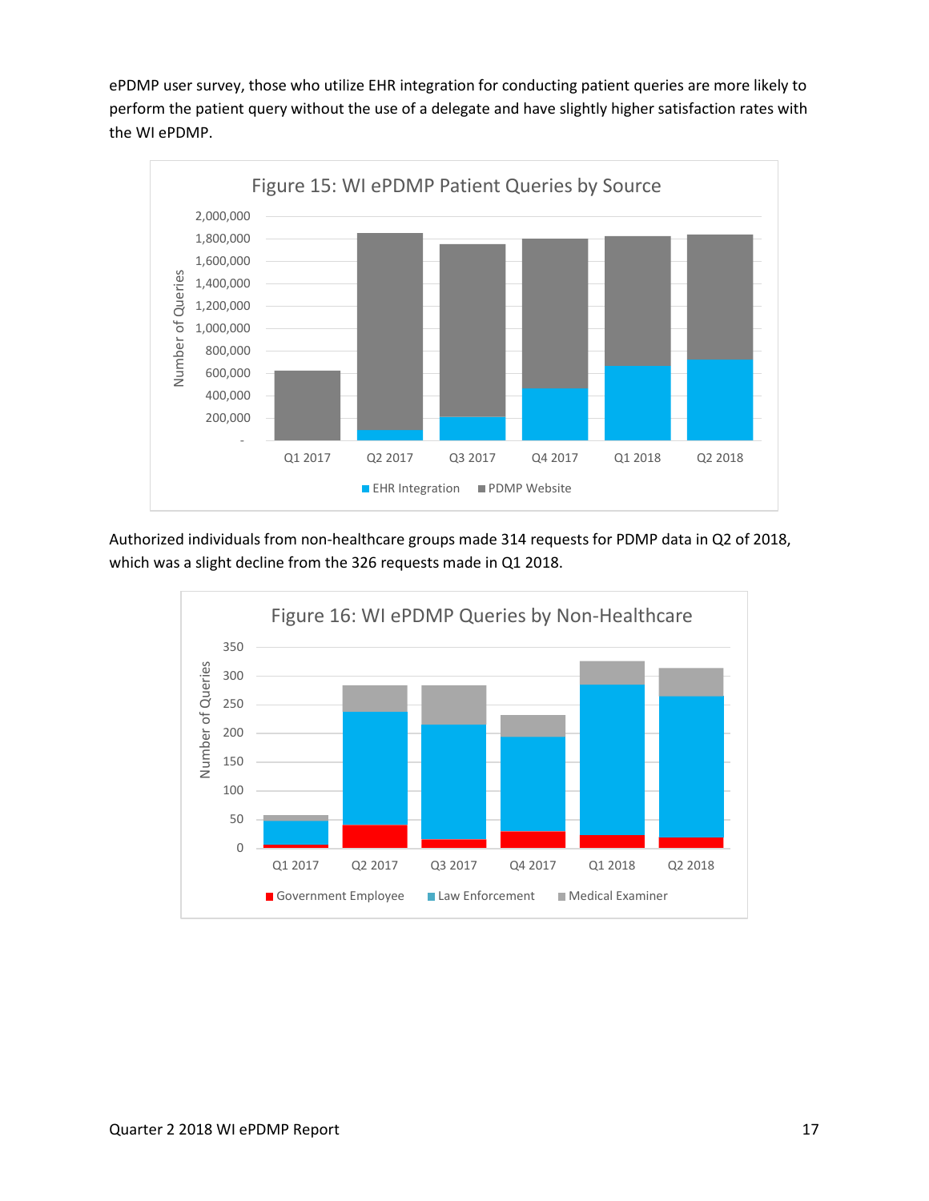ePDMP user survey, those who utilize EHR integration for conducting patient queries are more likely to perform the patient query without the use of a delegate and have slightly higher satisfaction rates with the WI ePDMP.

Figure 15: WI ePDMP Patient Queries by Source

Authorized individuals from non-healthcare groups made 314 requests for PDMP data in Q2 of 2018, which was a slight decline from the 326 requests made in Q1 2018.

Figure 16: WI ePDMP Queries by Non-Healthcare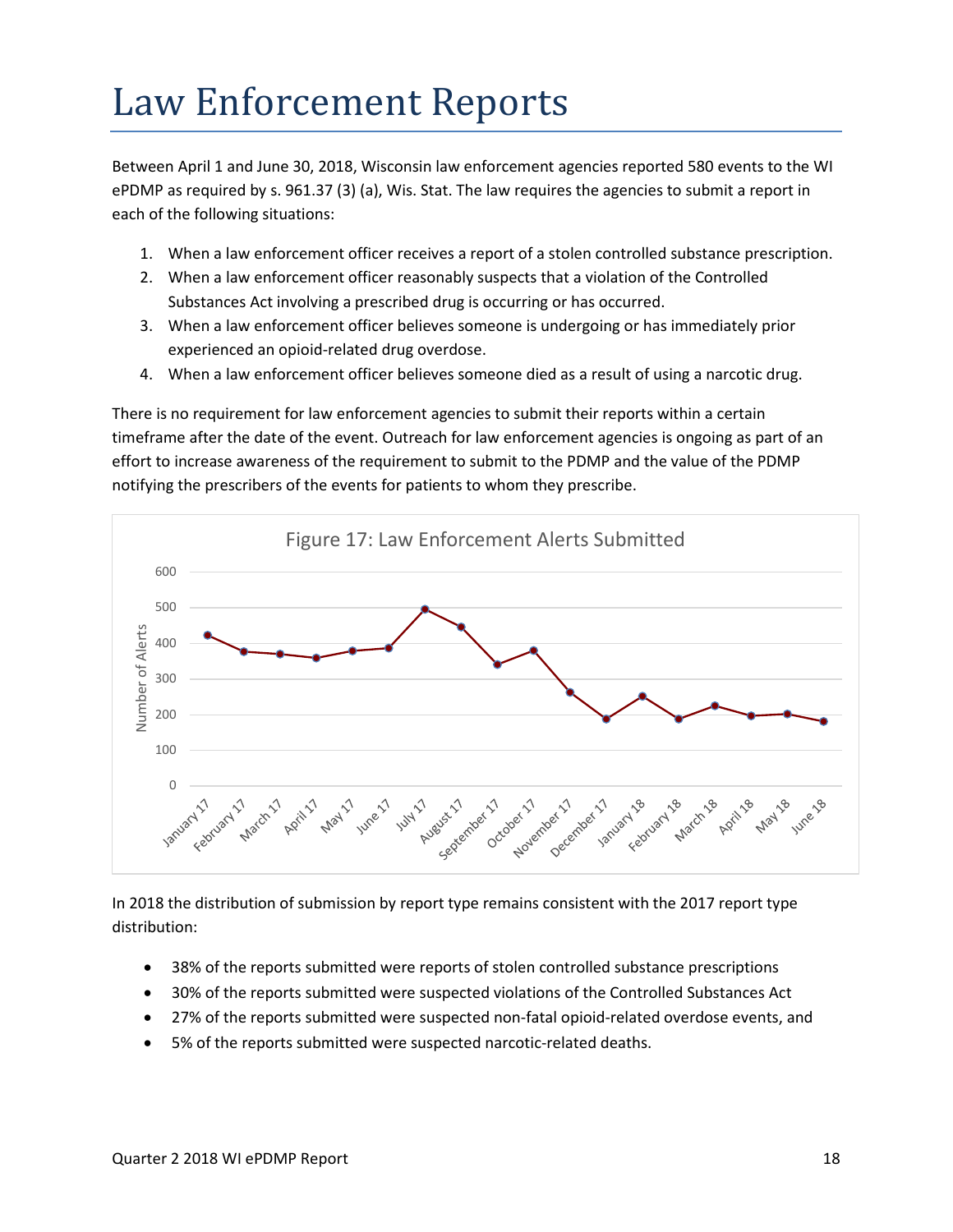# Law Enforcement Reports

Between April 1 and June 30, 2018, Wisconsin law enforcement agencies reported 580 events to the WI ePDMP as required by s. 961.37 (3) (a), Wis. Stat. The law requires the agencies to submit a report in each of the following situations:

1. When a law enforcement officer receives a report of a stolen controlled substance prescription.
2. When a law enforcement officer reasonably suspects that a violation of the Controlled Substances Act involving a prescribed drug is occurring or has occurred.
3. When a law enforcement officer believes someone is undergoing or has immediately prior experienced an opioid-related drug overdose.
4. When a law enforcement officer believes someone died as a result of using a narcotic drug.

There is no requirement for law enforcement agencies to submit their reports within a certain timeframe after the date of the event. Outreach for law enforcement agencies is ongoing as part of an effort to increase awareness of the requirement to submit to the PDMP and the value of the PDMP notifying the prescribers of the events for patients to whom they prescribe.

Figure 17: Law Enforcement Alerts Submitted

In 2018 the distribution of submission by report type remains consistent with the 2017 report type distribution:

- 38% of the reports submitted were reports of stolen controlled substance prescriptions
- 30% of the reports submitted were suspected violations of the Controlled Substances Act
- 27% of the reports submitted were suspected non-fatal opioid-related overdose events, and
- 5% of the reports submitted were suspected narcotic-related deaths.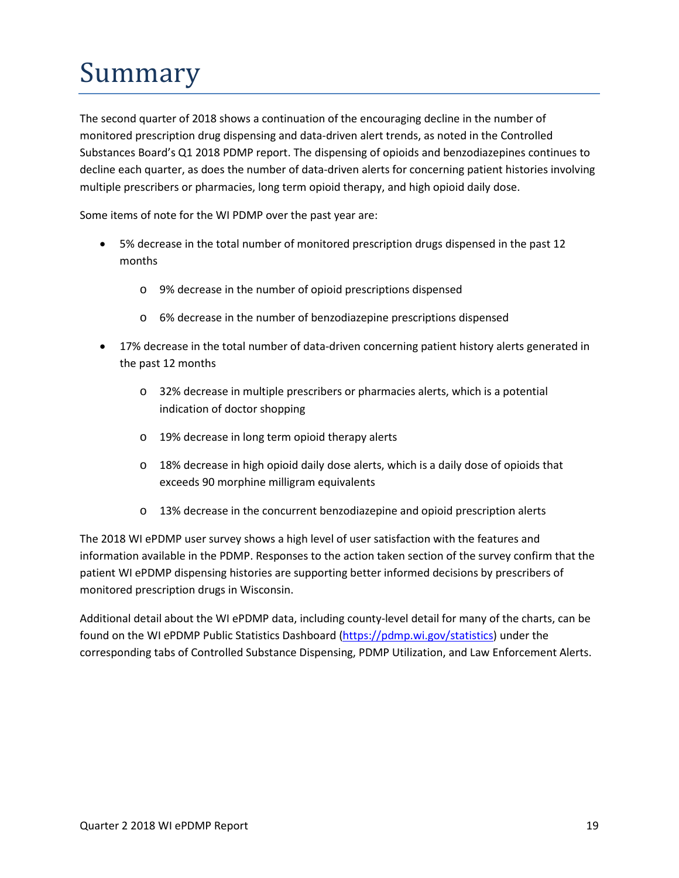# Summary

The second quarter of 2018 shows a continuation of the encouraging decline in the number of monitored prescription drug dispensing and data-driven alert trends, as noted in the Controlled Substances Board's Q1 2018 PDMP report. The dispensing of opioids and benzodiazepines continues to decline each quarter, as does the number of data-driven alerts for concerning patient histories involving multiple prescribers or pharmacies, long term opioid therapy, and high opioid daily dose.

Some items of note for the WI PDMP over the past year are:

- 5% decrease in the total number of monitored prescription drugs dispensed in the past 12 months
    - 9% decrease in the number of opioid prescriptions dispensed
    - 6% decrease in the number of benzodiazepine prescriptions dispensed
- 17% decrease in the total number of data-driven concerning patient history alerts generated in the past 12 months
    - 32% decrease in multiple prescribers or pharmacies alerts, which is a potential indication of doctor shopping
    - 19% decrease in long term opioid therapy alerts
    - 18% decrease in high opioid daily dose alerts, which is a daily dose of opioids that exceeds 90 morphine milligram equivalents
    - 13% decrease in the concurrent benzodiazepine and opioid prescription alerts

The 2018 WI ePDMP user survey shows a high level of user satisfaction with the features and information available in the PDMP. Responses to the action taken section of the survey confirm that the patient WI ePDMP dispensing histories are supporting better informed decisions by prescribers of monitored prescription drugs in Wisconsin.

Additional detail about the WI ePDMP data, including county-level detail for many of the charts, can be found on the WI ePDMP Public Statistics Dashboard (https://pdmp.wi.gov/statistics) under the corresponding tabs of Controlled Substance Dispensing, PDMP Utilization, and Law Enforcement Alerts.